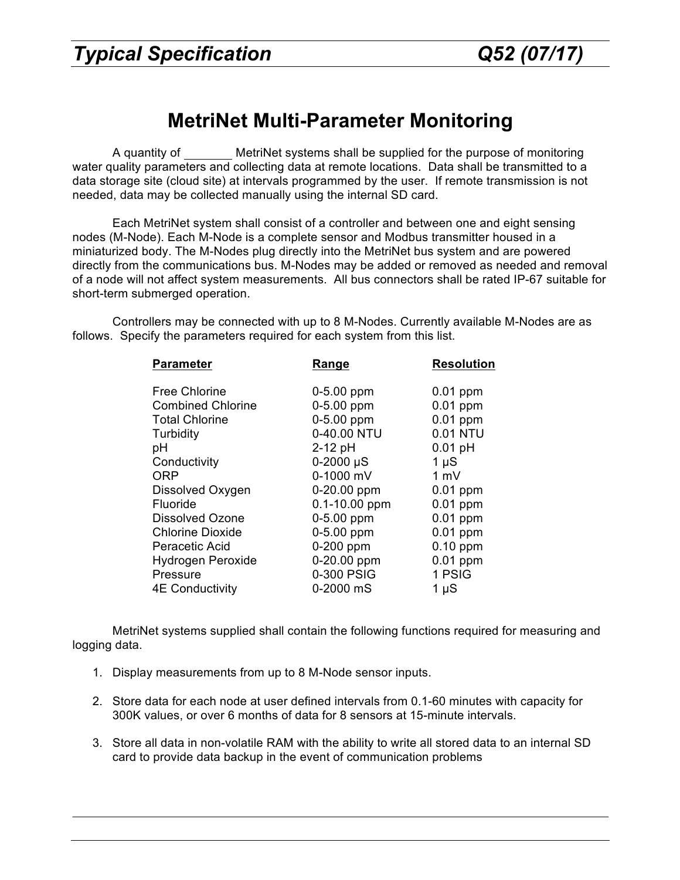# MetriNet Multi-Parameter Monitoring

A quantity of _______ MetriNet systems shall be supplied for the purpose of monitoring water quality parameters and collecting data at remote locations. Data shall be transmitted to a data storage site (cloud site) at intervals programmed by the user. If remote transmission is not needed, data may be collected manually using the internal SD card.

Each MetriNet system shall consist of a controller and between one and eight sensing nodes (M-Node). Each M-Node is a complete sensor and Modbus transmitter housed in a miniaturized body. The M-Nodes plug directly into the MetriNet bus system and are powered directly from the communications bus. M-Nodes may be added or removed as needed and removal of a node will not affect system measurements. All bus connectors shall be rated IP-67 suitable for short-term submerged operation.

Controllers may be connected with up to 8 M-Nodes. Currently available M-Nodes are as follows. Specify the parameters required for each system from this list.

| Parameter | Range | Resolution |
|---|---|---|
| Free Chlorine | 0-5.00 ppm | 0.01 ppm |
| Combined Chlorine | 0-5.00 ppm | 0.01 ppm |
| Total Chlorine | 0-5.00 ppm | 0.01 ppm |
| Turbidity | 0-40.00 NTU | 0.01 NTU |
| pH | 2-12 pH | 0.01 pH |
| Conductivity | 0-2000 μS | 1 μS |
| ORP | 0-1000 mV | 1 mV |
| Dissolved Oxygen | 0-20.00 ppm | 0.01 ppm |
| Fluoride | 0.1-10.00 ppm | 0.01 ppm |
| Dissolved Ozone | 0-5.00 ppm | 0.01 ppm |
| Chlorine Dioxide | 0-5.00 ppm | 0.01 ppm |
| Peracetic Acid | 0-200 ppm | 0.10 ppm |
| Hydrogen Peroxide | 0-20.00 ppm | 0.01 ppm |
| Pressure | 0-300 PSIG | 1 PSIG |
| 4E Conductivity | 0-2000 mS | 1 μS |

MetriNet systems supplied shall contain the following functions required for measuring and logging data.

1. Display measurements from up to 8 M-Node sensor inputs.

2. Store data for each node at user defined intervals from 0.1-60 minutes with capacity for 300K values, or over 6 months of data for 8 sensors at 15-minute intervals.

3. Store all data in non-volatile RAM with the ability to write all stored data to an internal SD card to provide data backup in the event of communication problems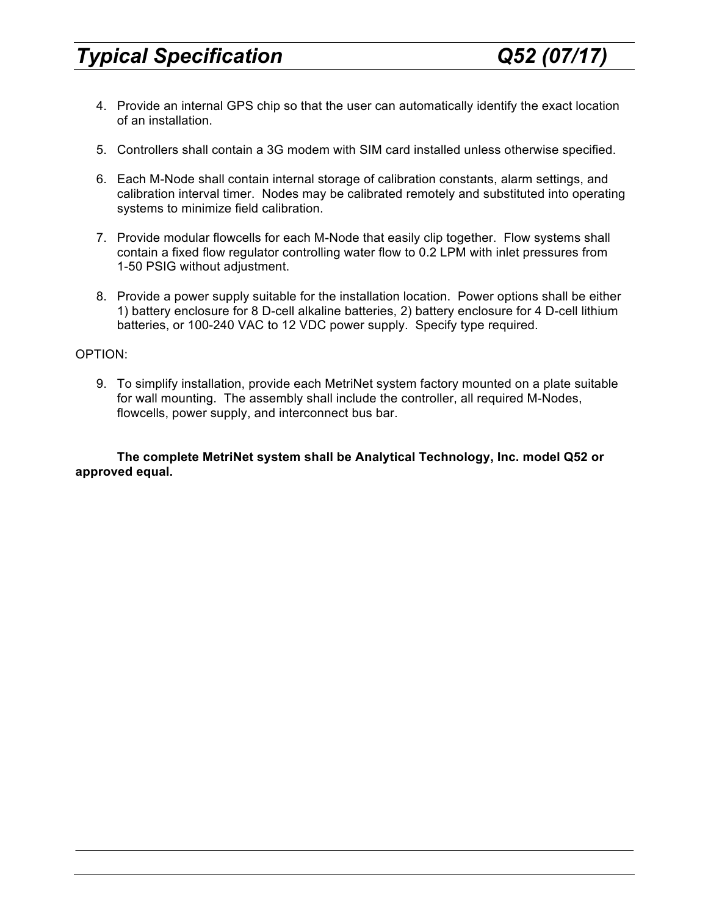4. Provide an internal GPS chip so that the user can automatically identify the exact location of an installation.

5. Controllers shall contain a 3G modem with SIM card installed unless otherwise specified.

6. Each M-Node shall contain internal storage of calibration constants, alarm settings, and calibration interval timer. Nodes may be calibrated remotely and substituted into operating systems to minimize field calibration.

7. Provide modular flowcells for each M-Node that easily clip together. Flow systems shall contain a fixed flow regulator controlling water flow to 0.2 LPM with inlet pressures from 1-50 PSIG without adjustment.

8. Provide a power supply suitable for the installation location. Power options shall be either 1) battery enclosure for 8 D-cell alkaline batteries, 2) battery enclosure for 4 D-cell lithium batteries, or 100-240 VAC to 12 VDC power supply. Specify type required.

OPTION:

9. To simplify installation, provide each MetriNet system factory mounted on a plate suitable for wall mounting. The assembly shall include the controller, all required M-Nodes, flowcells, power supply, and interconnect bus bar.

**The complete MetriNet system shall be Analytical Technology, Inc. model Q52 or approved equal.**